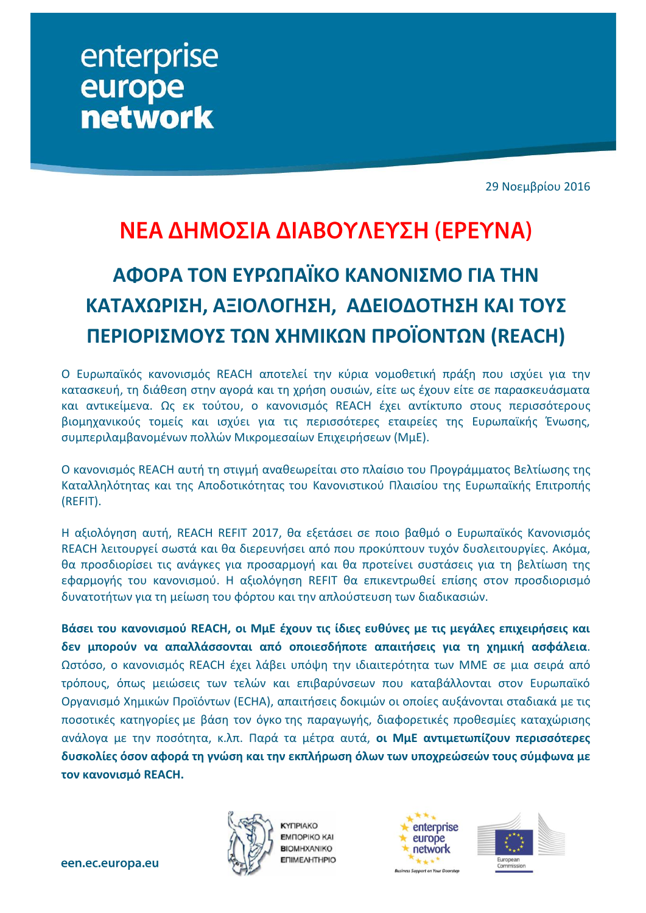29 Νοεμβρίου 2016

# ΝΕΑ ΔΗΜΟΣΙΑ ΔΙΑΒΟΥΛΕΥΣΗ (ΕΡΕΥΝΑ)

## ΑΦΟΡΑ ΤΟΝ ΕΥΡΩΠΑΪΚΟ ΚΑΝΟΝΙΣΜΟ ΓΙΑ ΤΗΝ ΚΑΤΑΧΩΡΙΣΗ, ΑΞΙΟΛΟΓΗΣΗ, ΑΔΕΙΟΔΟΤΗΣΗ ΚΑΙ ΤΟΥΣ ΠΕΡΙΟΡΙΣΜΟΥΣ ΤΩΝ ΧΗΜΙΚΩΝ ΠΡΟΪΟΝΤΩΝ (REACH)

Ο Ευρωπαϊκός κανονισμός REACH αποτελεί την κύρια νομοθετική πράξη που ισχύει για την κατασκευή, τη διάθεση στην αγορά και τη χρήση ουσιών, είτε ως έχουν είτε σε παρασκευάσματα και αντικείμενα. Ως εκ τούτου, ο κανονισμός REACH έχει αντίκτυπο στους περισσότερους βιομηχανικούς τομείς και ισχύει για τις περισσότερες εταιρείες της Ευρωπαϊκής Ένωσης, συμπεριλαμβανομένων πολλών Μικρομεσαίων Επιχειρήσεων (ΜμΕ).

Ο κανονισμός REACH αυτή τη στιγμή αναθεωρείται στο πλαίσιο του Προγράμματος Βελτίωσης της Καταλληλότητας και της Αποδοτικότητας του Κανονιστικού Πλαισίου της Ευρωπαϊκής Επιτροπής (REFIT).

Η αξιολόγηση αυτή, REACH REFIT 2017, θα εξετάσει σε ποιο βαθμό ο Ευρωπαϊκός Κανονισμός REACH λειτουργεί σωστά και θα διερευνήσει από που προκύπτουν τυχόν δυσλειτουργίες. Ακόμα, θα προσδιορίσει τις ανάγκες για προσαρμογή και θα προτείνει συστάσεις για τη βελτίωση της εφαρμογής του κανονισμού. Η αξιολόγηση REFIT θα επικεντρωθεί επίσης στον προσδιορισμό δυνατοτήτων για τη μείωση του φόρτου και την απλούστευση των διαδικασιών.

**Βάσει του κανονισμού REACH, οι ΜμΕ έχουν τις ίδιες ευθύνες με τις μεγάλες επιχειρήσεις και δεν μπορούν να απαλλάσσονται από οποιεσδήποτε απαιτήσεις για τη χημική ασφάλεια**. Ωστόσο, ο κανονισμός REACH έχει λάβει υπόψη την ιδιαιτερότητα των ΜΜΕ σε μια σειρά από τρόπους, όπως μειώσεις των τελών και επιβαρύνσεων που καταβάλλονται στον Ευρωπαϊκό Οργανισμό Χημικών Προϊόντων (ECHA), απαιτήσεις δοκιμών οι οποίες αυξάνονται σταδιακά με τις ποσοτικές κατηγορίες με βάση τον όγκο της παραγωγής, διαφορετικές προθεσμίες καταχώρισης ανάλογα με την ποσότητα, κ.λπ. Παρά τα μέτρα αυτά, **οι ΜμΕ αντιμετωπίζουν περισσότερες δυσκολίες όσον αφορά τη γνώση και την εκπλήρωση όλων των υποχρεώσεών τους σύμφωνα με τον κανονισμό REACH.**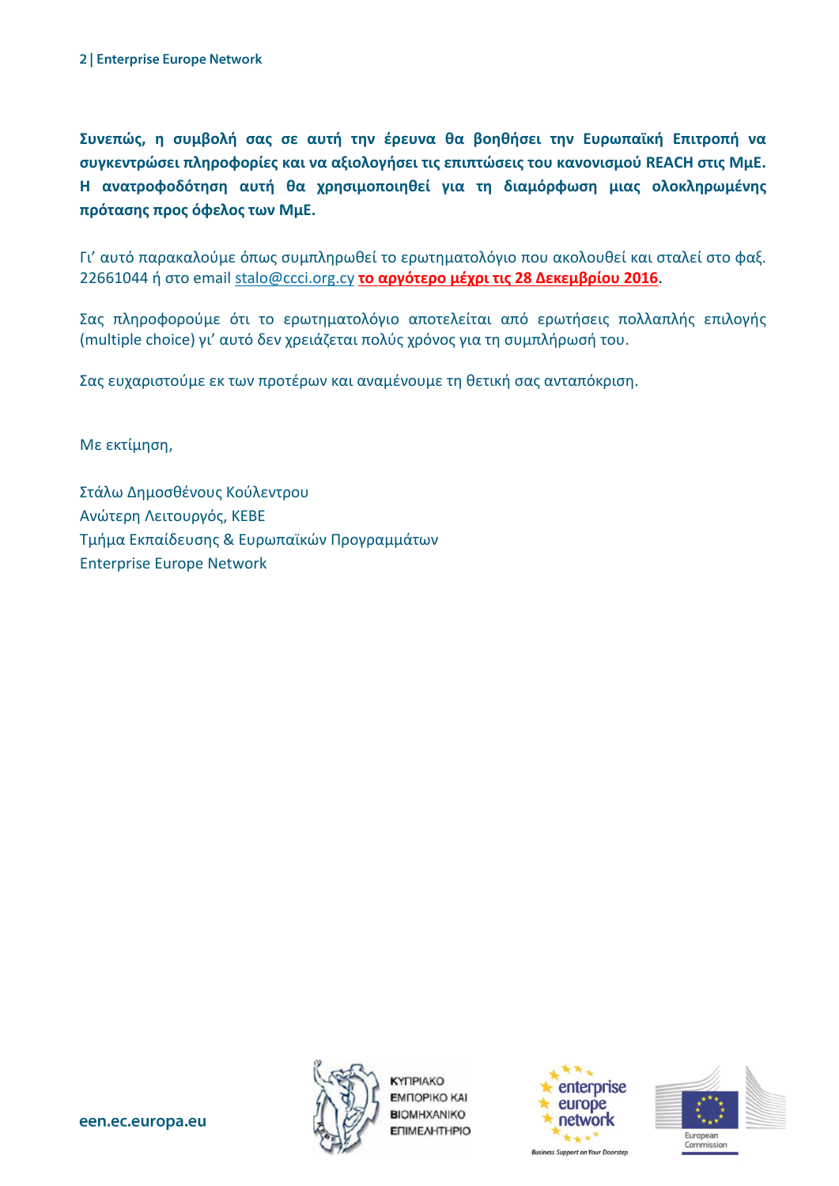**Συνεπώς, η συμβολή σας σε αυτή την έρευνα θα βοηθήσει την Ευρωπαϊκή Επιτροπή να συγκεντρώσει πληροφορίες και να αξιολογήσει τις επιπτώσεις του κανονισμού REACH στις ΜμΕ. Η ανατροφοδότηση αυτή θα χρησιμοποιηθεί για τη διαμόρφωση μιας ολοκληρωμένης πρότασης προς όφελος των ΜμΕ.**

Γι' αυτό παρακαλούμε όπως συμπληρωθεί το ερωτηματολόγιο που ακολουθεί και σταλεί στο φαξ. 22661044 ή στο email stalo@ccci.org.cy **το αργότερο μέχρι τις 28 Δεκεμβρίου 2016**.

Σας πληροφορούμε ότι το ερωτηματολόγιο αποτελείται από ερωτήσεις πολλαπλής επιλογής (multiple choice) γι' αυτό δεν χρειάζεται πολύς χρόνος για τη συμπλήρωσή του.

Σας ευχαριστούμε εκ των προτέρων και αναμένουμε τη θετική σας ανταπόκριση.

Με εκτίμηση,

Στάλω Δημοσθένους Κούλεντρου
Ανώτερη Λειτουργός, ΚΕΒΕ
Τμήμα Εκπαίδευσης & Ευρωπαϊκών Προγραμμάτων
Enterprise Europe Network

een.ec.europa.eu

ΚΥΠΡΙΑΚΟ ΕΜΠΟΡΙΚΟ ΚΑΙ ΒΙΟΜΗΧΑΝΙΚΟ ΕΠΙΜΕΛΗΤΗΡΙΟ

enterprise europe network — Business Support on Your Doorstep

European Commission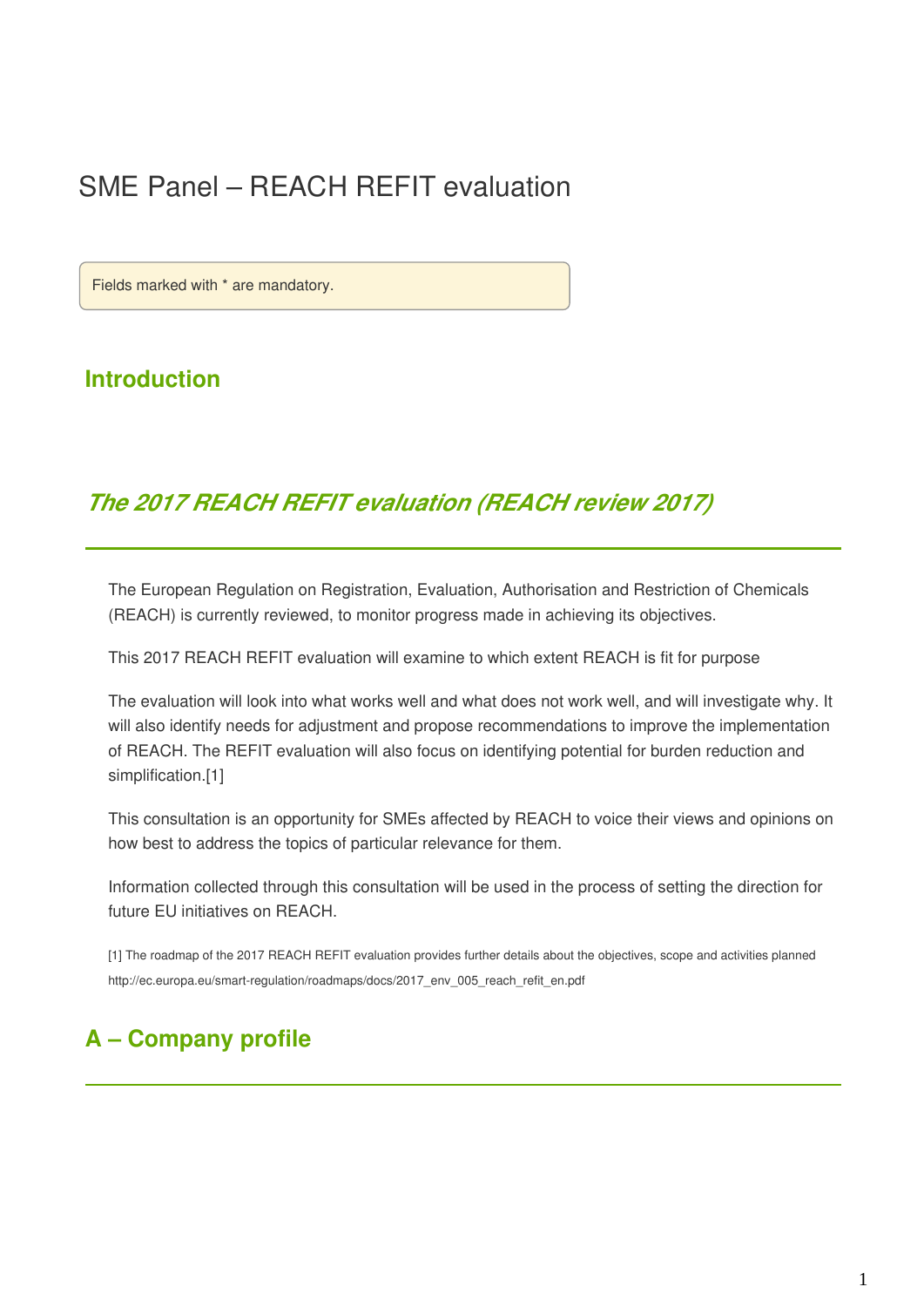# SME Panel – REACH REFIT evaluation

Fields marked with * are mandatory.

## Introduction

### *The 2017 REACH REFIT evaluation (REACH review 2017)*

The European Regulation on Registration, Evaluation, Authorisation and Restriction of Chemicals (REACH) is currently reviewed, to monitor progress made in achieving its objectives.

This 2017 REACH REFIT evaluation will examine to which extent REACH is fit for purpose

The evaluation will look into what works well and what does not work well, and will investigate why. It will also identify needs for adjustment and propose recommendations to improve the implementation of REACH. The REFIT evaluation will also focus on identifying potential for burden reduction and simplification.[1]

This consultation is an opportunity for SMEs affected by REACH to voice their views and opinions on how best to address the topics of particular relevance for them.

Information collected through this consultation will be used in the process of setting the direction for future EU initiatives on REACH.

[1] The roadmap of the 2017 REACH REFIT evaluation provides further details about the objectives, scope and activities planned http://ec.europa.eu/smart-regulation/roadmaps/docs/2017_env_005_reach_refit_en.pdf

## A – Company profile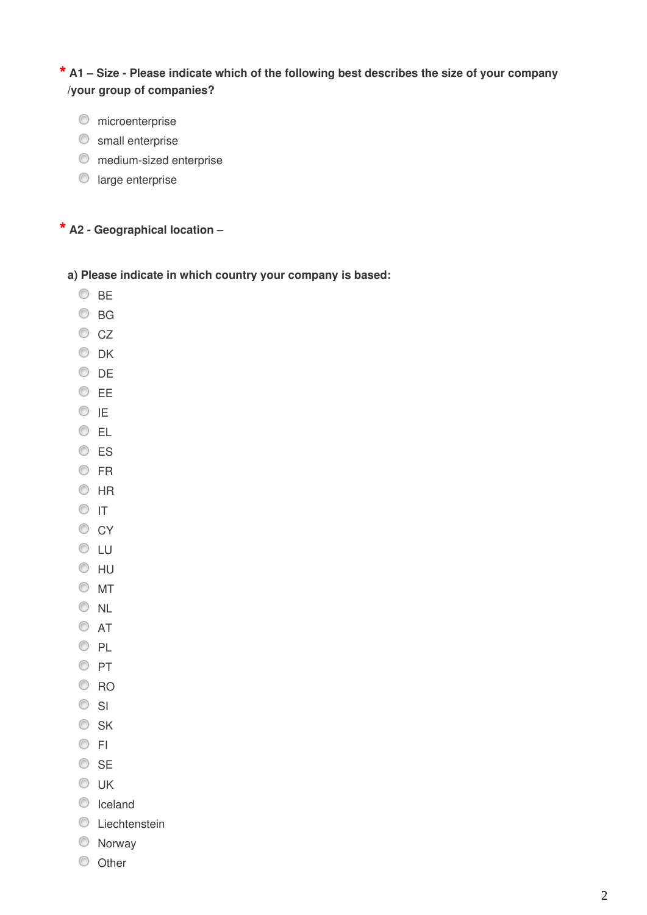\* **A1 – Size - Please indicate which of the following best describes the size of your company /your group of companies?**

- microenterprise
- small enterprise
- medium-sized enterprise
- large enterprise

\* **A2 - Geographical location –**

**a) Please indicate in which country your company is based:**

- BE
- BG
- CZ
- DK
- DE
- EE
- IE
- EL
- ES
- FR
- HR
- IT
- CY
- LU
- HU
- MT
- NL
- AT
- PL
- PT
- RO
- SI
- SK
- FI
- SE
- UK
- Iceland
- Liechtenstein
- Norway
- Other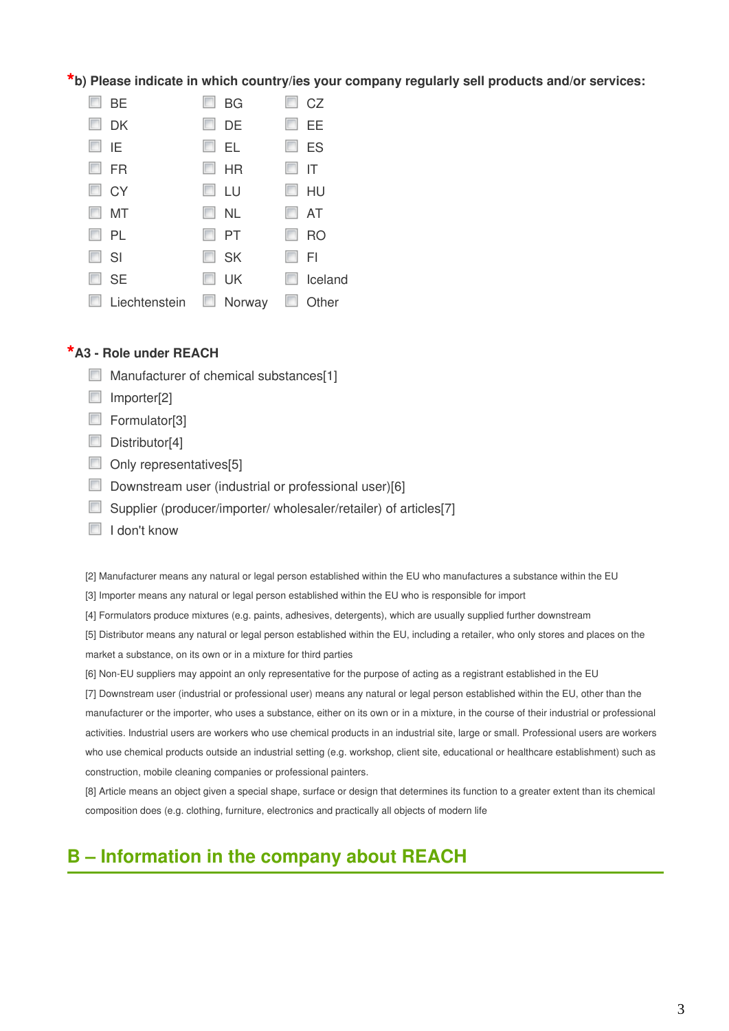\*b) Please indicate in which country/ies your company regularly sell products and/or services:

- [ ] BE
- [ ] BG
- [ ] CZ
- [ ] DK
- [ ] DE
- [ ] EE
- [ ] IE
- [ ] EL
- [ ] ES
- [ ] FR
- [ ] HR
- [ ] IT
- [ ] CY
- [ ] LU
- [ ] HU
- [ ] MT
- [ ] NL
- [ ] AT
- [ ] PL
- [ ] PT
- [ ] RO
- [ ] SI
- [ ] SK
- [ ] FI
- [ ] SE
- [ ] UK
- [ ] Iceland
- [ ] Liechtenstein
- [ ] Norway
- [ ] Other

\*A3 - Role under REACH

- [ ] Manufacturer of chemical substances[1]
- [ ] Importer[2]
- [ ] Formulator[3]
- [ ] Distributor[4]
- [ ] Only representatives[5]
- [ ] Downstream user (industrial or professional user)[6]
- [ ] Supplier (producer/importer/ wholesaler/retailer) of articles[7]
- [ ] I don't know

[2] Manufacturer means any natural or legal person established within the EU who manufactures a substance within the EU

[3] Importer means any natural or legal person established within the EU who is responsible for import

[4] Formulators produce mixtures (e.g. paints, adhesives, detergents), which are usually supplied further downstream

[5] Distributor means any natural or legal person established within the EU, including a retailer, who only stores and places on the market a substance, on its own or in a mixture for third parties

[6] Non-EU suppliers may appoint an only representative for the purpose of acting as a registrant established in the EU

[7] Downstream user (industrial or professional user) means any natural or legal person established within the EU, other than the manufacturer or the importer, who uses a substance, either on its own or in a mixture, in the course of their industrial or professional activities. Industrial users are workers who use chemical products in an industrial site, large or small. Professional users are workers who use chemical products outside an industrial setting (e.g. workshop, client site, educational or healthcare establishment) such as construction, mobile cleaning companies or professional painters.

[8] Article means an object given a special shape, surface or design that determines its function to a greater extent than its chemical composition does (e.g. clothing, furniture, electronics and practically all objects of modern life

## B – Information in the company about REACH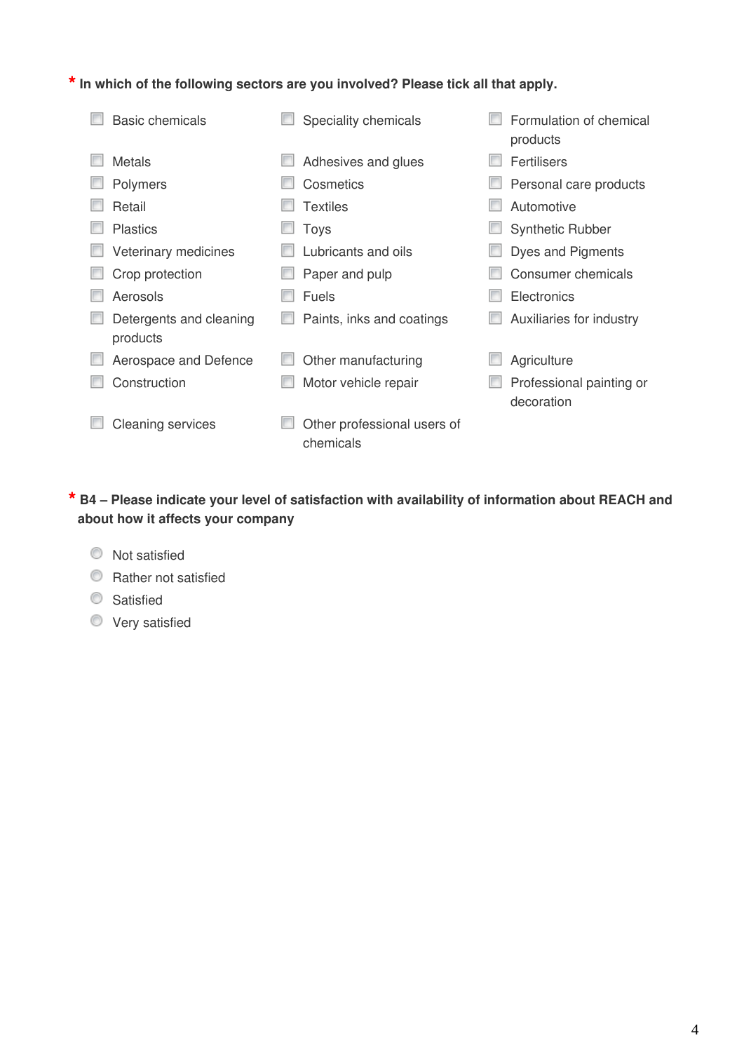**\* In which of the following sectors are you involved? Please tick all that apply.**

- ☐ Basic chemicals
- ☐ Speciality chemicals
- ☐ Formulation of chemical products
- ☐ Metals
- ☐ Adhesives and glues
- ☐ Fertilisers
- ☐ Polymers
- ☐ Cosmetics
- ☐ Personal care products
- ☐ Retail
- ☐ Textiles
- ☐ Automotive
- ☐ Plastics
- ☐ Toys
- ☐ Synthetic Rubber
- ☐ Veterinary medicines
- ☐ Lubricants and oils
- ☐ Dyes and Pigments
- ☐ Crop protection
- ☐ Paper and pulp
- ☐ Consumer chemicals
- ☐ Aerosols
- ☐ Fuels
- ☐ Electronics
- ☐ Detergents and cleaning products
- ☐ Paints, inks and coatings
- ☐ Auxiliaries for industry
- ☐ Aerospace and Defence
- ☐ Other manufacturing
- ☐ Agriculture
- ☐ Construction
- ☐ Motor vehicle repair
- ☐ Professional painting or decoration
- ☐ Cleaning services
- ☐ Other professional users of chemicals

**\* B4 – Please indicate your level of satisfaction with availability of information about REACH and about how it affects your company**

- ○ Not satisfied
- ○ Rather not satisfied
- ○ Satisfied
- ○ Very satisfied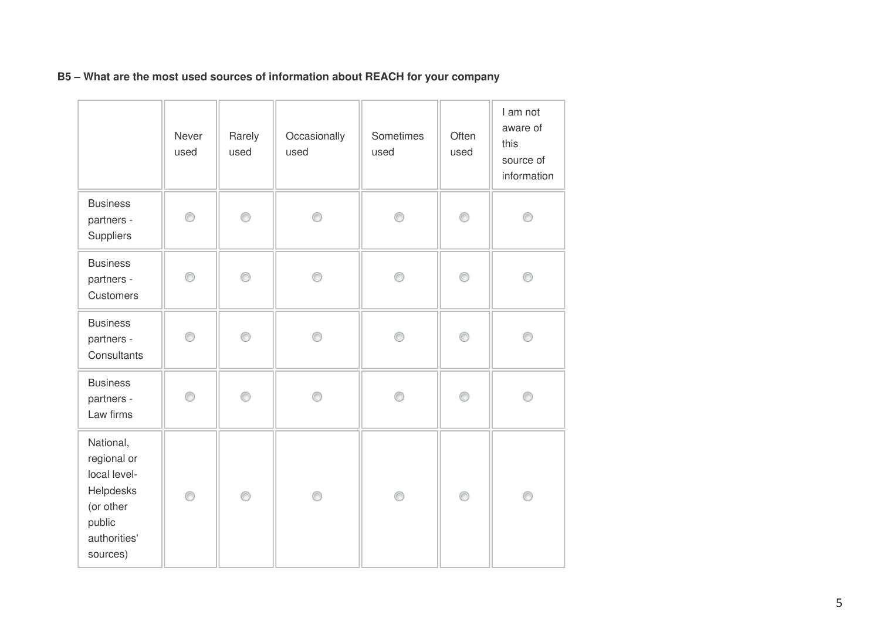**B5 – What are the most used sources of information about REACH for your company**

| | Never used | Rarely used | Occasionally used | Sometimes used | Often used | I am not aware of this source of information |
|---|---|---|---|---|---|---|
| Business partners - Suppliers | ○ | ○ | ○ | ○ | ○ | ○ |
| Business partners - Customers | ○ | ○ | ○ | ○ | ○ | ○ |
| Business partners - Consultants | ○ | ○ | ○ | ○ | ○ | ○ |
| Business partners - Law firms | ○ | ○ | ○ | ○ | ○ | ○ |
| National, regional or local level-Helpdesks (or other public authorities' sources) | ○ | ○ | ○ | ○ | ○ | ○ |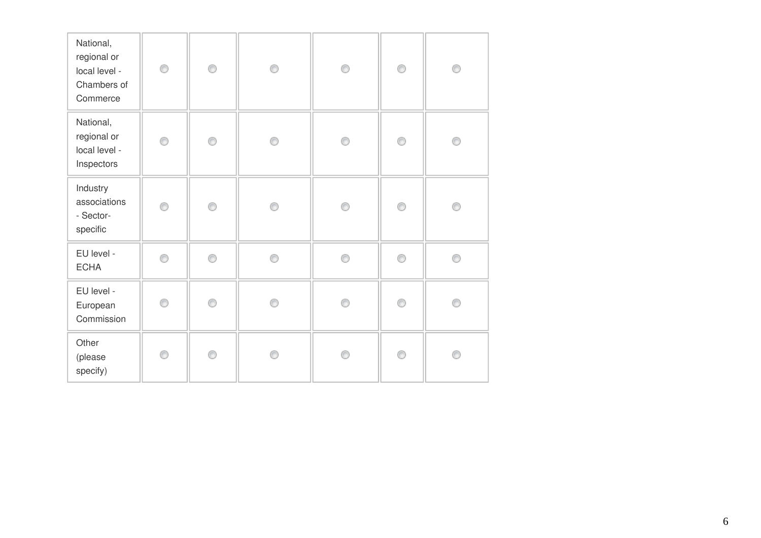| | | | | | | |
|---|---|---|---|---|---|---|
| National, regional or local level - Chambers of Commerce | ○ | ○ | ○ | ○ | ○ | ○ |
| National, regional or local level - Inspectors | ○ | ○ | ○ | ○ | ○ | ○ |
| Industry associations - Sector-specific | ○ | ○ | ○ | ○ | ○ | ○ |
| EU level - ECHA | ○ | ○ | ○ | ○ | ○ | ○ |
| EU level - European Commission | ○ | ○ | ○ | ○ | ○ | ○ |
| Other (please specify) | ○ | ○ | ○ | ○ | ○ | ○ |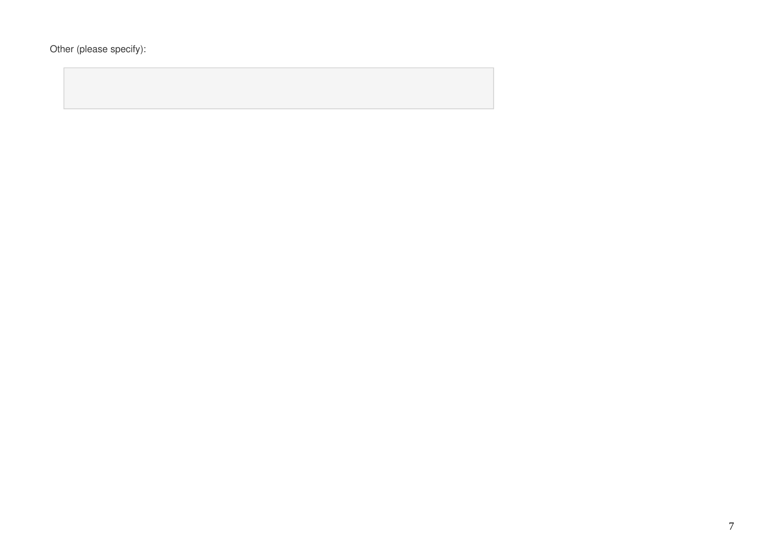Other (please specify):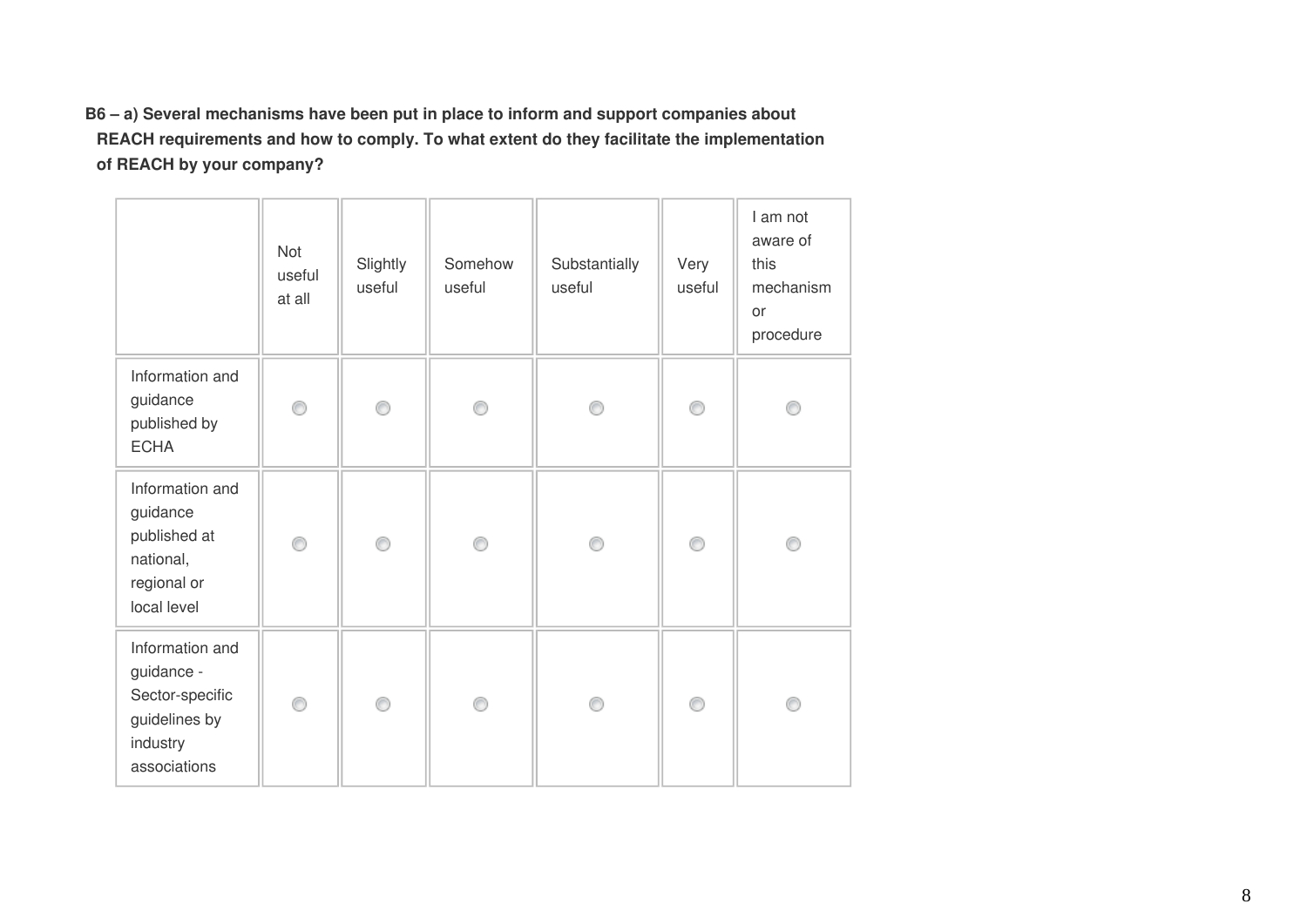**B6 – a) Several mechanisms have been put in place to inform and support companies about REACH requirements and how to comply. To what extent do they facilitate the implementation of REACH by your company?**

| | Not useful at all | Slightly useful | Somehow useful | Substantially useful | Very useful | I am not aware of this mechanism or procedure |
|---|---|---|---|---|---|---|
| Information and guidance published by ECHA | ○ | ○ | ○ | ○ | ○ | ○ |
| Information and guidance published at national, regional or local level | ○ | ○ | ○ | ○ | ○ | ○ |
| Information and guidance - Sector-specific guidelines by industry associations | ○ | ○ | ○ | ○ | ○ | ○ |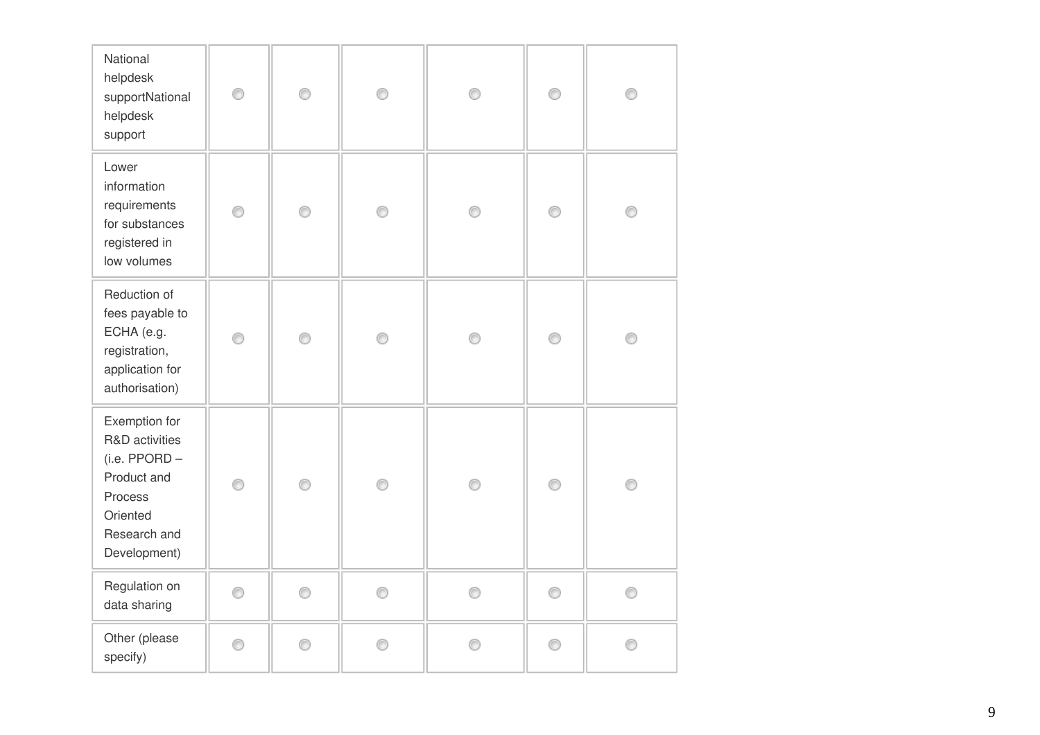| | | | | | | |
|---|---|---|---|---|---|---|
| National helpdesk supportNational helpdesk support | ○ | ○ | ○ | ○ | ○ | ○ |
| Lower information requirements for substances registered in low volumes | ○ | ○ | ○ | ○ | ○ | ○ |
| Reduction of fees payable to ECHA (e.g. registration, application for authorisation) | ○ | ○ | ○ | ○ | ○ | ○ |
| Exemption for R&D activities (i.e. PPORD – Product and Process Oriented Research and Development) | ○ | ○ | ○ | ○ | ○ | ○ |
| Regulation on data sharing | ○ | ○ | ○ | ○ | ○ | ○ |
| Other (please specify) | ○ | ○ | ○ | ○ | ○ | ○ |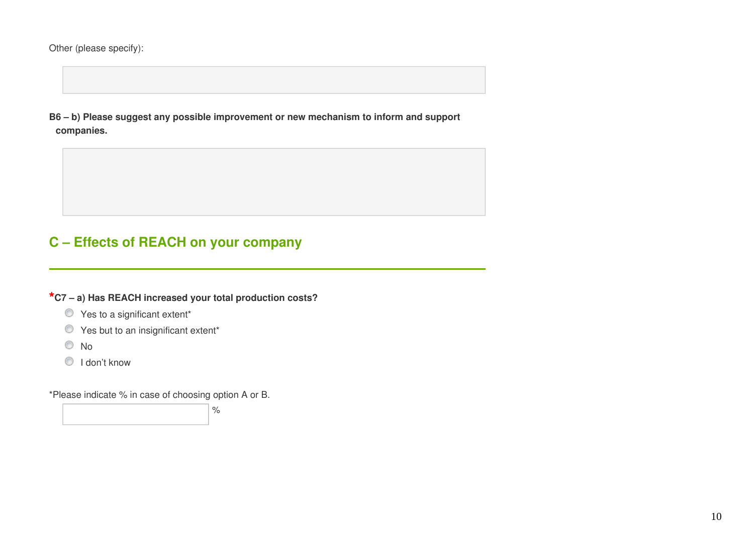Other (please specify):

**B6 – b) Please suggest any possible improvement or new mechanism to inform and support companies.**

## C – Effects of REACH on your company

***C7 – a) Has REACH increased your total production costs?**

- Yes to a significant extent*
- Yes but to an insignificant extent*
- No
- I don't know

*Please indicate % in case of choosing option A or B.

%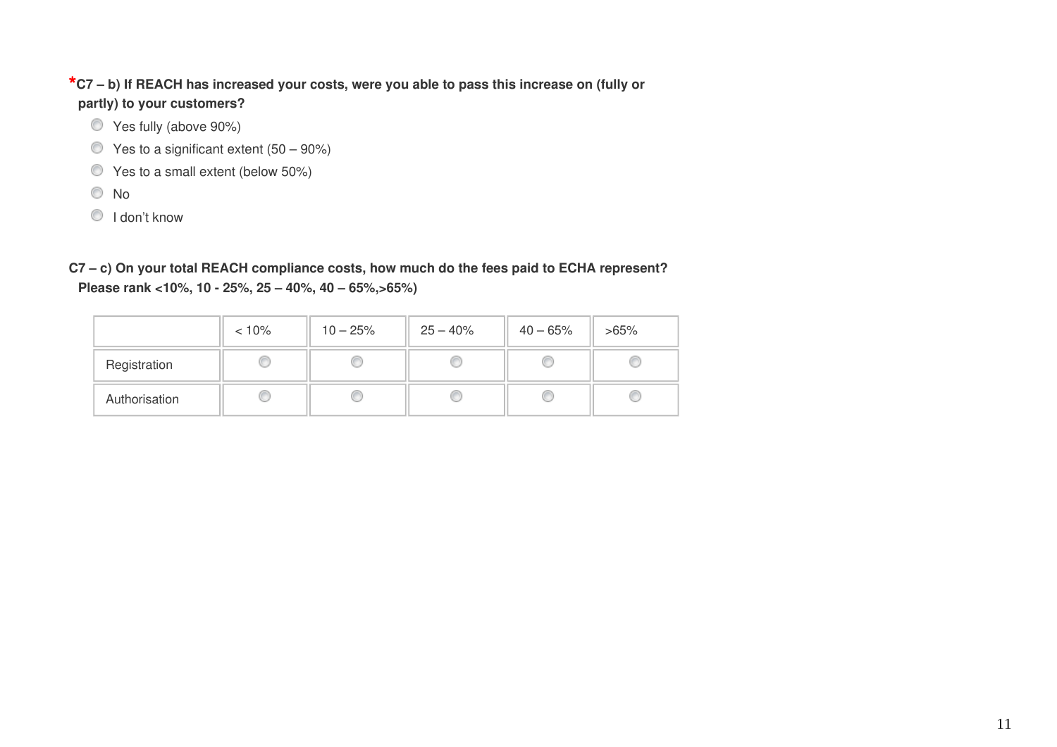***C7 – b) If REACH has increased your costs, were you able to pass this increase on (fully or partly) to your customers?**

- Yes fully (above 90%)
- Yes to a significant extent (50 – 90%)
- Yes to a small extent (below 50%)
- No
- I don't know

**C7 – c) On your total REACH compliance costs, how much do the fees paid to ECHA represent? Please rank <10%, 10 - 25%, 25 – 40%, 40 – 65%,>65%)**

| | < 10% | 10 – 25% | 25 – 40% | 40 – 65% | >65% |
|---|---|---|---|---|---|
| Registration | ○ | ○ | ○ | ○ | ○ |
| Authorisation | ○ | ○ | ○ | ○ | ○ |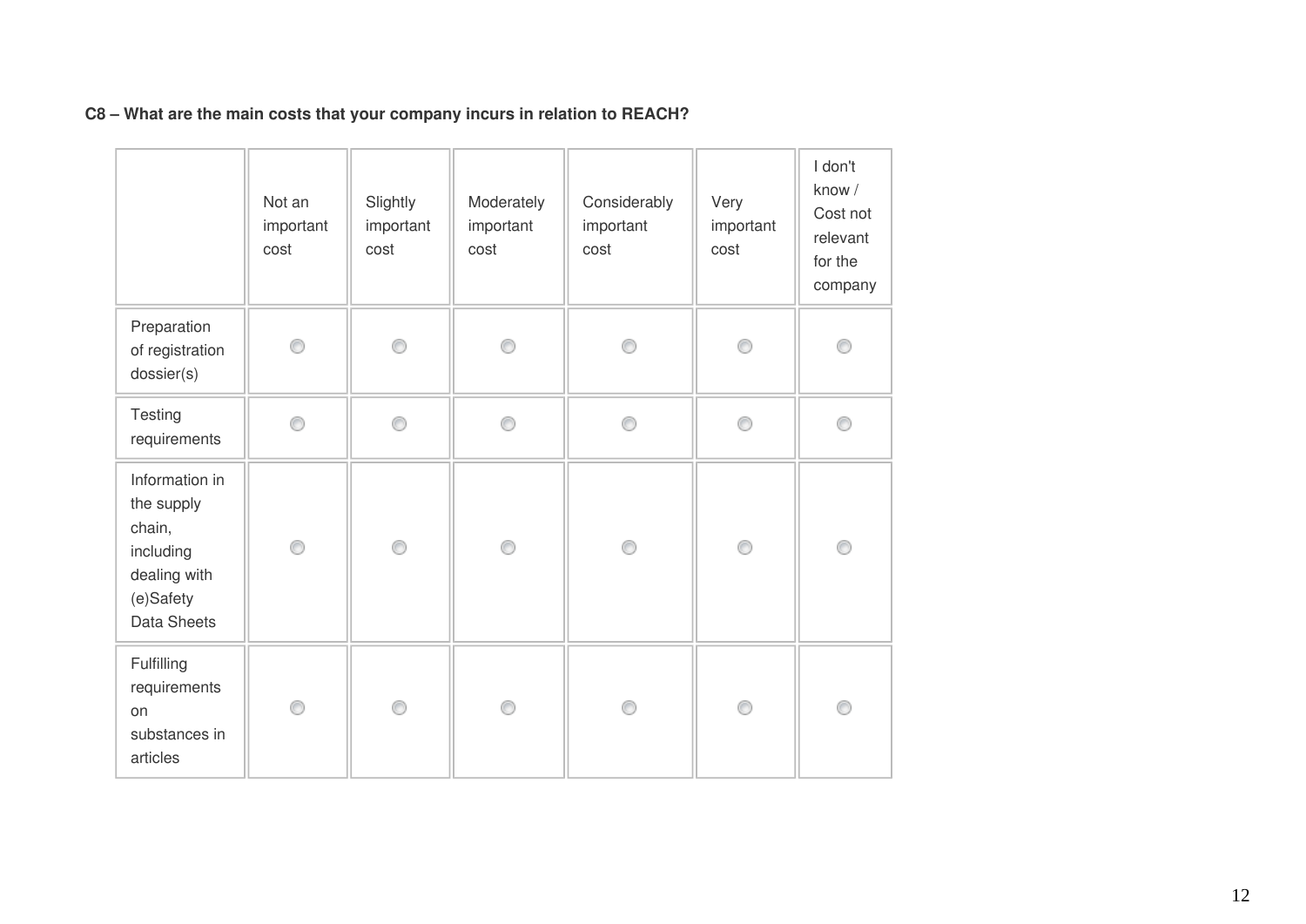**C8 – What are the main costs that your company incurs in relation to REACH?**

| | Not an important cost | Slightly important cost | Moderately important cost | Considerably important cost | Very important cost | I don't know / Cost not relevant for the company |
|---|---|---|---|---|---|---|
| Preparation of registration dossier(s) | ○ | ○ | ○ | ○ | ○ | ○ |
| Testing requirements | ○ | ○ | ○ | ○ | ○ | ○ |
| Information in the supply chain, including dealing with (e)Safety Data Sheets | ○ | ○ | ○ | ○ | ○ | ○ |
| Fulfilling requirements on substances in articles | ○ | ○ | ○ | ○ | ○ | ○ |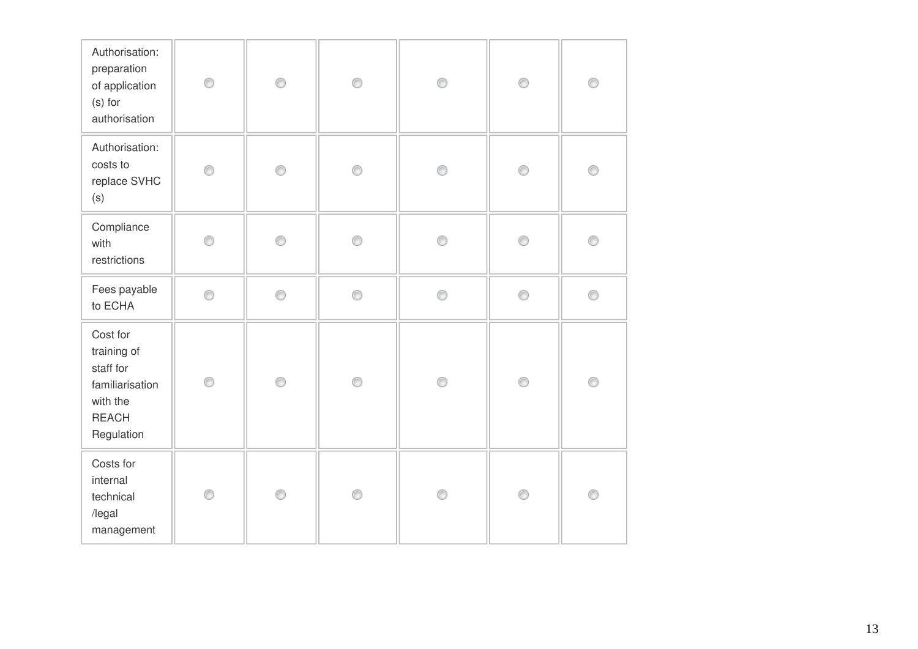| | | | | | | |
|---|---|---|---|---|---|---|
| Authorisation: preparation of application (s) for authorisation | ◯ | ◯ | ◯ | ◯ | ◯ | ◯ |
| Authorisation: costs to replace SVHC (s) | ◯ | ◯ | ◯ | ◯ | ◯ | ◯ |
| Compliance with restrictions | ◯ | ◯ | ◯ | ◯ | ◯ | ◯ |
| Fees payable to ECHA | ◯ | ◯ | ◯ | ◯ | ◯ | ◯ |
| Cost for training of staff for familiarisation with the REACH Regulation | ◯ | ◯ | ◯ | ◯ | ◯ | ◯ |
| Costs for internal technical /legal management | ◯ | ◯ | ◯ | ◯ | ◯ | ◯ |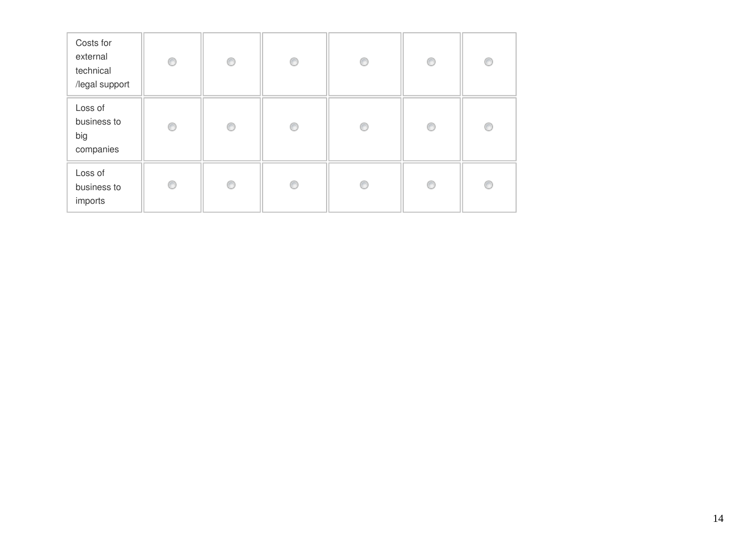| | | | | | | |
|---|---|---|---|---|---|---|
| Costs for external technical /legal support | ○ | ○ | ○ | ○ | ○ | ○ |
| Loss of business to big companies | ○ | ○ | ○ | ○ | ○ | ○ |
| Loss of business to imports | ○ | ○ | ○ | ○ | ○ | ○ |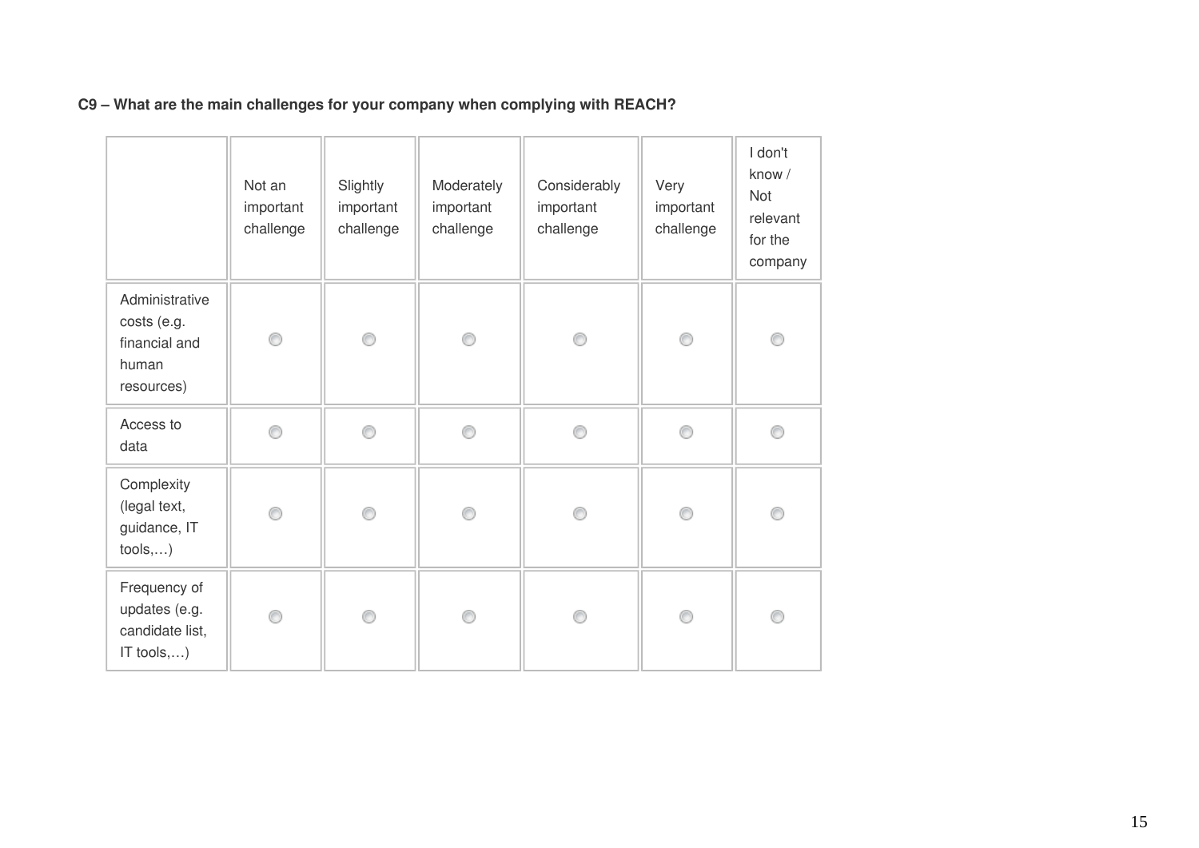**C9 – What are the main challenges for your company when complying with REACH?**

| | Not an important challenge | Slightly important challenge | Moderately important challenge | Considerably important challenge | Very important challenge | I don't know / Not relevant for the company |
|---|---|---|---|---|---|---|
| Administrative costs (e.g. financial and human resources) | ○ | ○ | ○ | ○ | ○ | ○ |
| Access to data | ○ | ○ | ○ | ○ | ○ | ○ |
| Complexity (legal text, guidance, IT tools,…) | ○ | ○ | ○ | ○ | ○ | ○ |
| Frequency of updates (e.g. candidate list, IT tools,…) | ○ | ○ | ○ | ○ | ○ | ○ |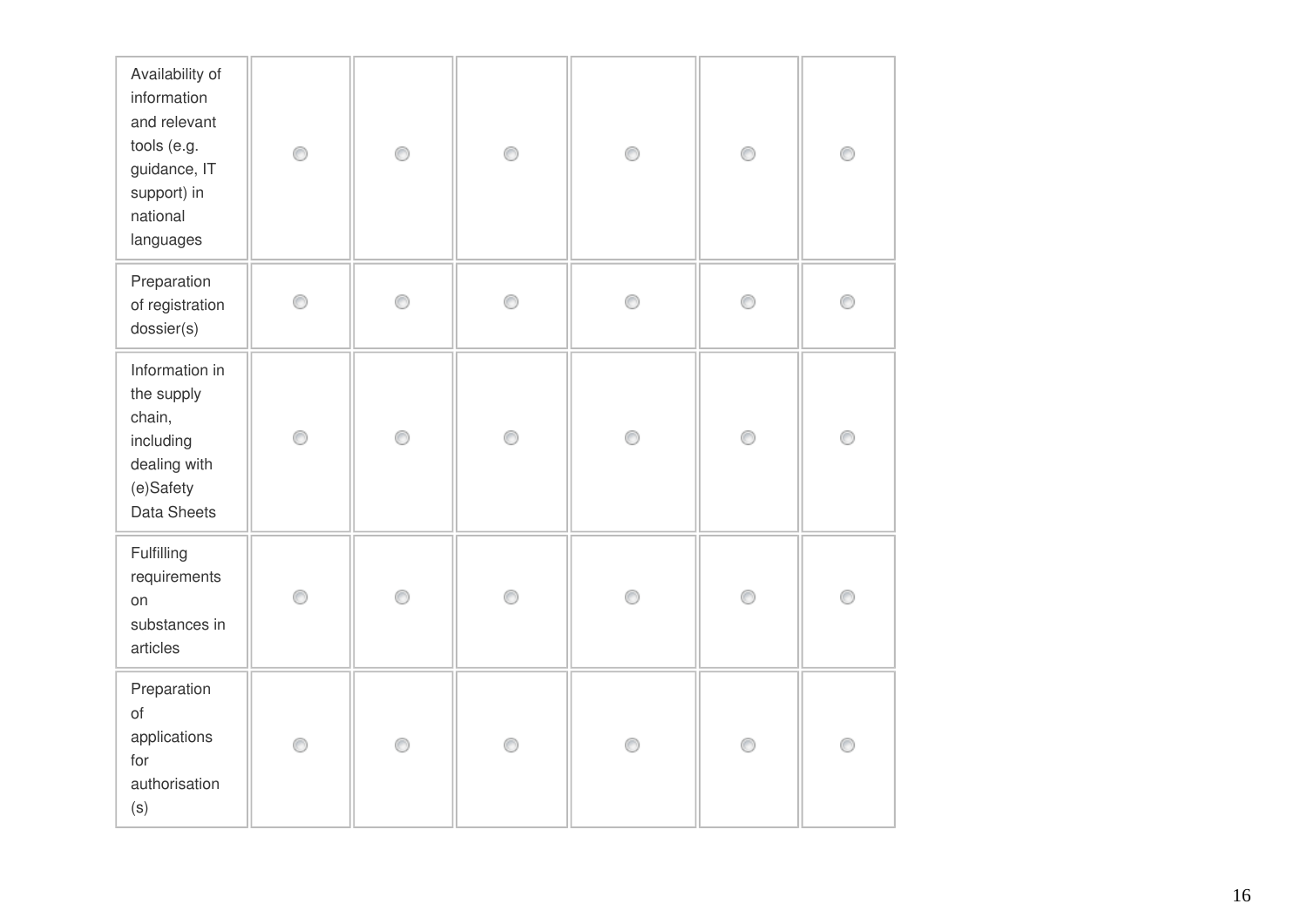| | | | | | | |
|---|---|---|---|---|---|---|
| Availability of information and relevant tools (e.g. guidance, IT support) in national languages | ○ | ○ | ○ | ○ | ○ | ○ |
| Preparation of registration dossier(s) | ○ | ○ | ○ | ○ | ○ | ○ |
| Information in the supply chain, including dealing with (e)Safety Data Sheets | ○ | ○ | ○ | ○ | ○ | ○ |
| Fulfilling requirements on substances in articles | ○ | ○ | ○ | ○ | ○ | ○ |
| Preparation of applications for authorisation (s) | ○ | ○ | ○ | ○ | ○ | ○ |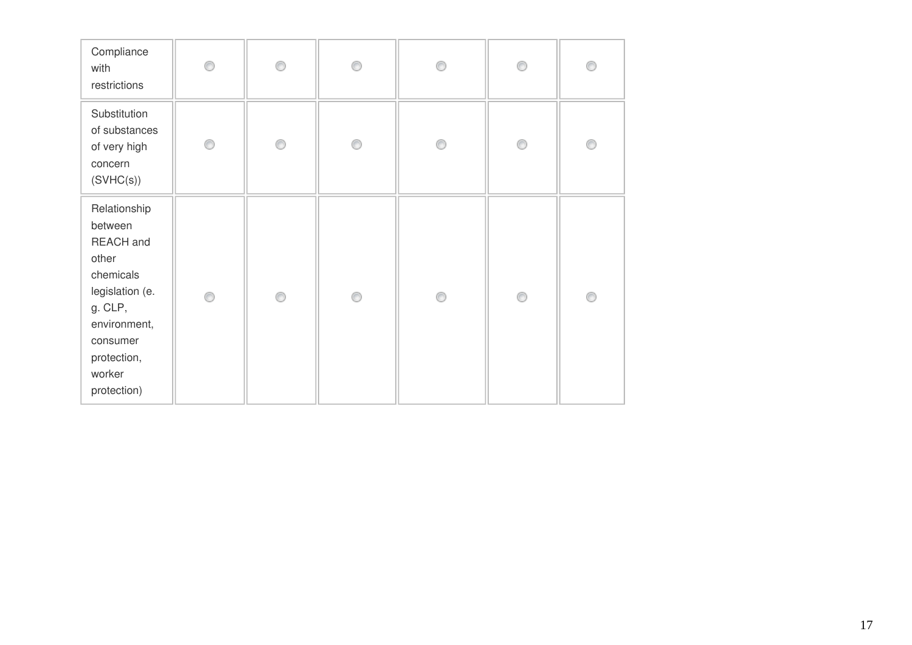| | | | | | | |
|---|---|---|---|---|---|---|
| Compliance with restrictions | ◯ | ◯ | ◯ | ◯ | ◯ | ◯ |
| Substitution of substances of very high concern (SVHC(s)) | ◯ | ◯ | ◯ | ◯ | ◯ | ◯ |
| Relationship between REACH and other chemicals legislation (e.g. CLP, environment, consumer protection, worker protection) | ◯ | ◯ | ◯ | ◯ | ◯ | ◯ |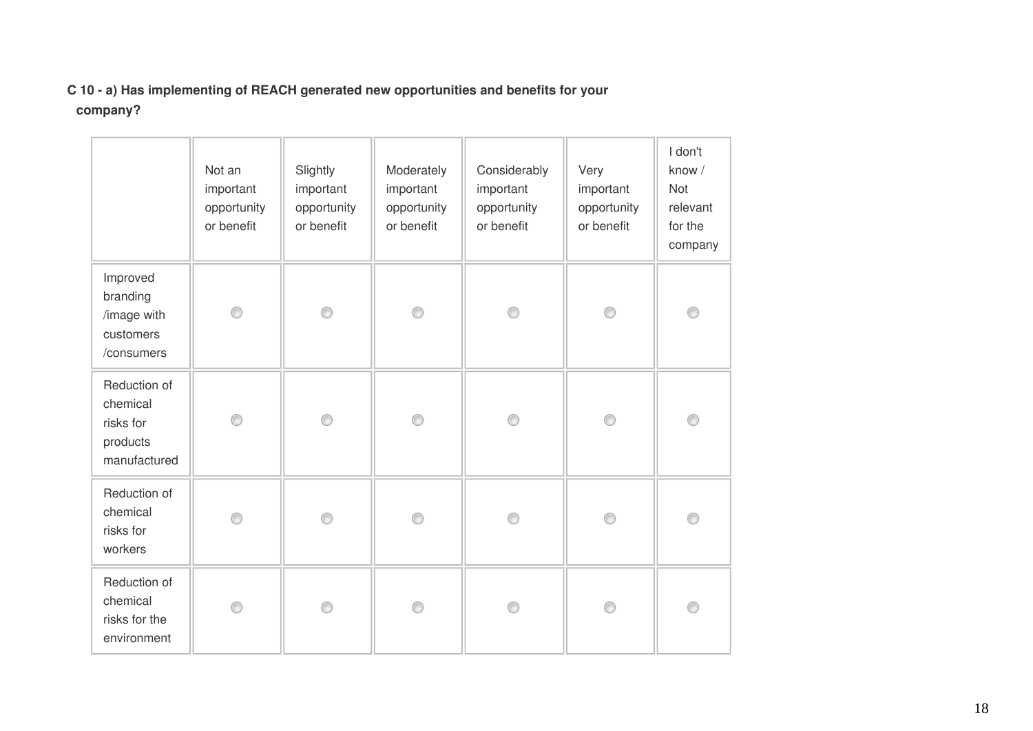**C 10 - a) Has implementing of REACH generated new opportunities and benefits for your company?**

| | Not an important opportunity or benefit | Slightly important opportunity or benefit | Moderately important opportunity or benefit | Considerably important opportunity or benefit | Very important opportunity or benefit | I don't know / Not relevant for the company |
|---|---|---|---|---|---|---|
| Improved branding /image with customers /consumers | ◯ | ◯ | ◯ | ◯ | ◯ | ◯ |
| Reduction of chemical risks for products manufactured | ◯ | ◯ | ◯ | ◯ | ◯ | ◯ |
| Reduction of chemical risks for workers | ◯ | ◯ | ◯ | ◯ | ◯ | ◯ |
| Reduction of chemical risks for the environment | ◯ | ◯ | ◯ | ◯ | ◯ | ◯ |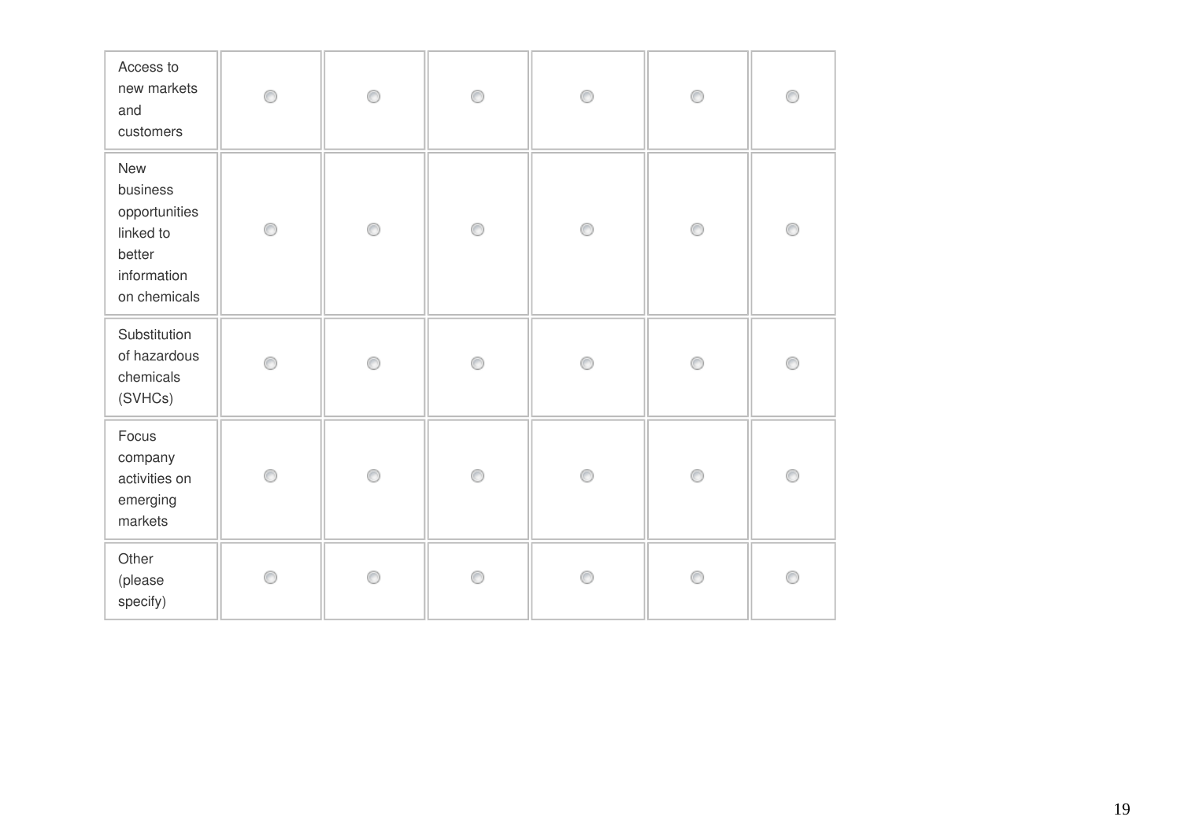| | | | | | | |
|---|---|---|---|---|---|---|
| Access to new markets and customers | ○ | ○ | ○ | ○ | ○ | ○ |
| New business opportunities linked to better information on chemicals | ○ | ○ | ○ | ○ | ○ | ○ |
| Substitution of hazardous chemicals (SVHCs) | ○ | ○ | ○ | ○ | ○ | ○ |
| Focus company activities on emerging markets | ○ | ○ | ○ | ○ | ○ | ○ |
| Other (please specify) | ○ | ○ | ○ | ○ | ○ | ○ |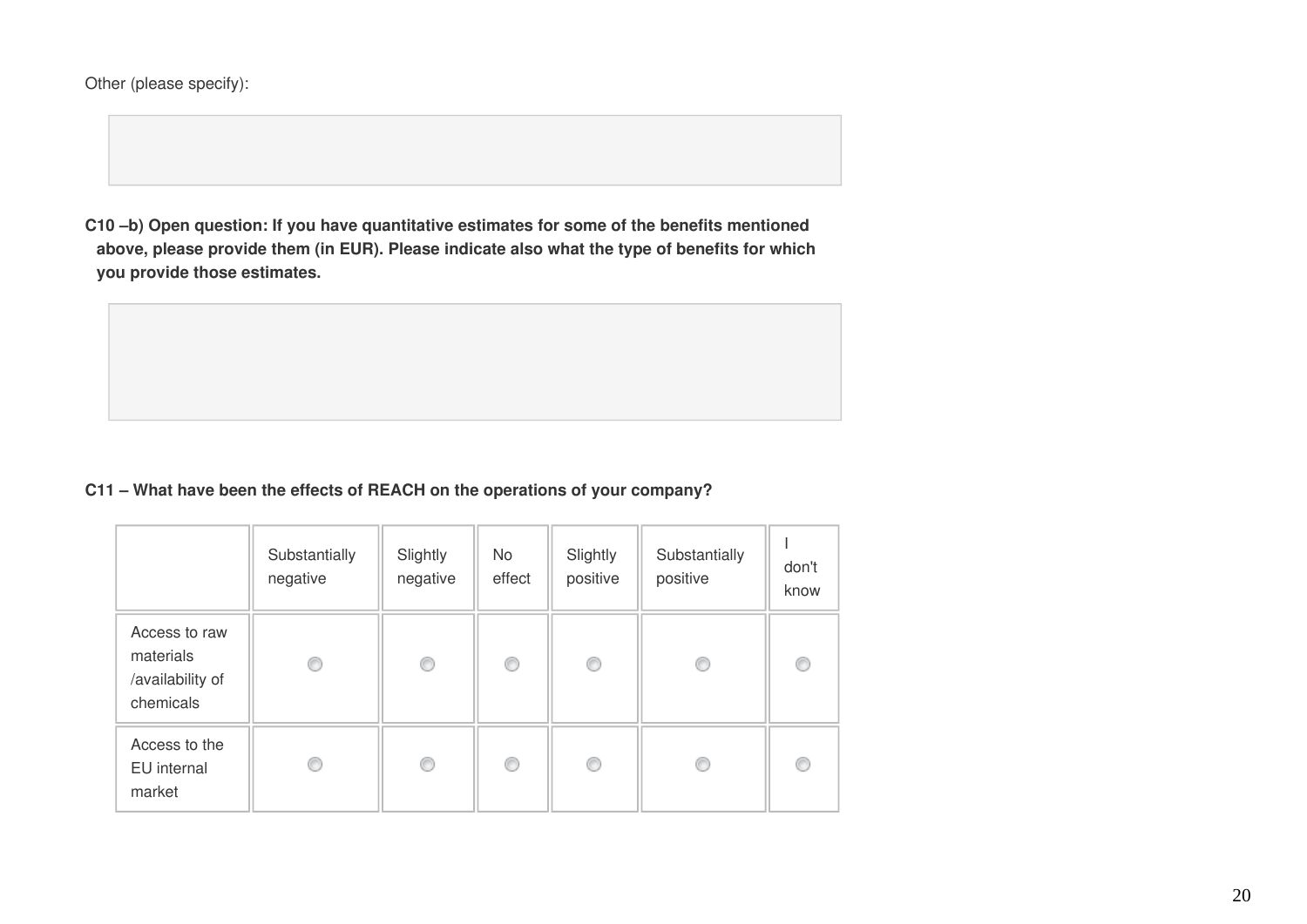Other (please specify):

**C10 –b) Open question: If you have quantitative estimates for some of the benefits mentioned above, please provide them (in EUR). Please indicate also what the type of benefits for which you provide those estimates.**

**C11 – What have been the effects of REACH on the operations of your company?**

| | Substantially negative | Slightly negative | No effect | Slightly positive | Substantially positive | I don't know |
|---|---|---|---|---|---|---|
| Access to raw materials /availability of chemicals | ◯ | ◯ | ◯ | ◯ | ◯ | ◯ |
| Access to the EU internal market | ◯ | ◯ | ◯ | ◯ | ◯ | ◯ |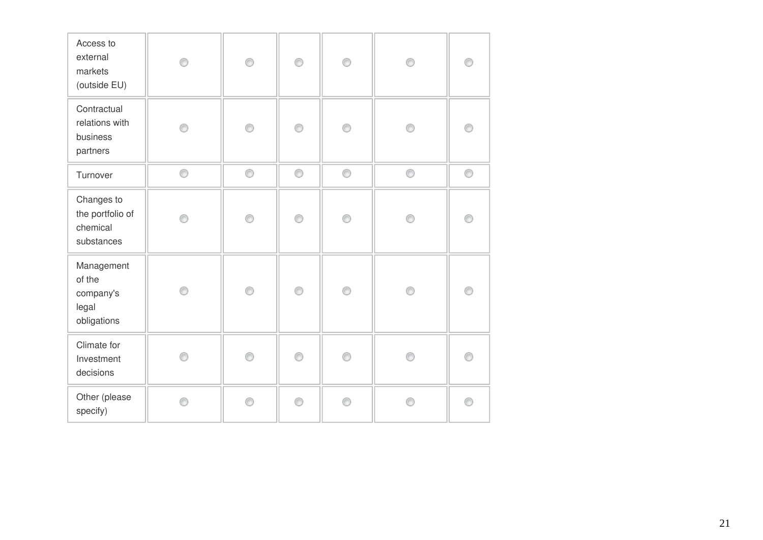| | | | | | | |
|---|---|---|---|---|---|---|
| Access to external markets (outside EU) | ◯ | ◯ | ◯ | ◯ | ◯ | ◯ |
| Contractual relations with business partners | ◯ | ◯ | ◯ | ◯ | ◯ | ◯ |
| Turnover | ◯ | ◯ | ◯ | ◯ | ◯ | ◯ |
| Changes to the portfolio of chemical substances | ◯ | ◯ | ◯ | ◯ | ◯ | ◯ |
| Management of the company's legal obligations | ◯ | ◯ | ◯ | ◯ | ◯ | ◯ |
| Climate for Investment decisions | ◯ | ◯ | ◯ | ◯ | ◯ | ◯ |
| Other (please specify) | ◯ | ◯ | ◯ | ◯ | ◯ | ◯ |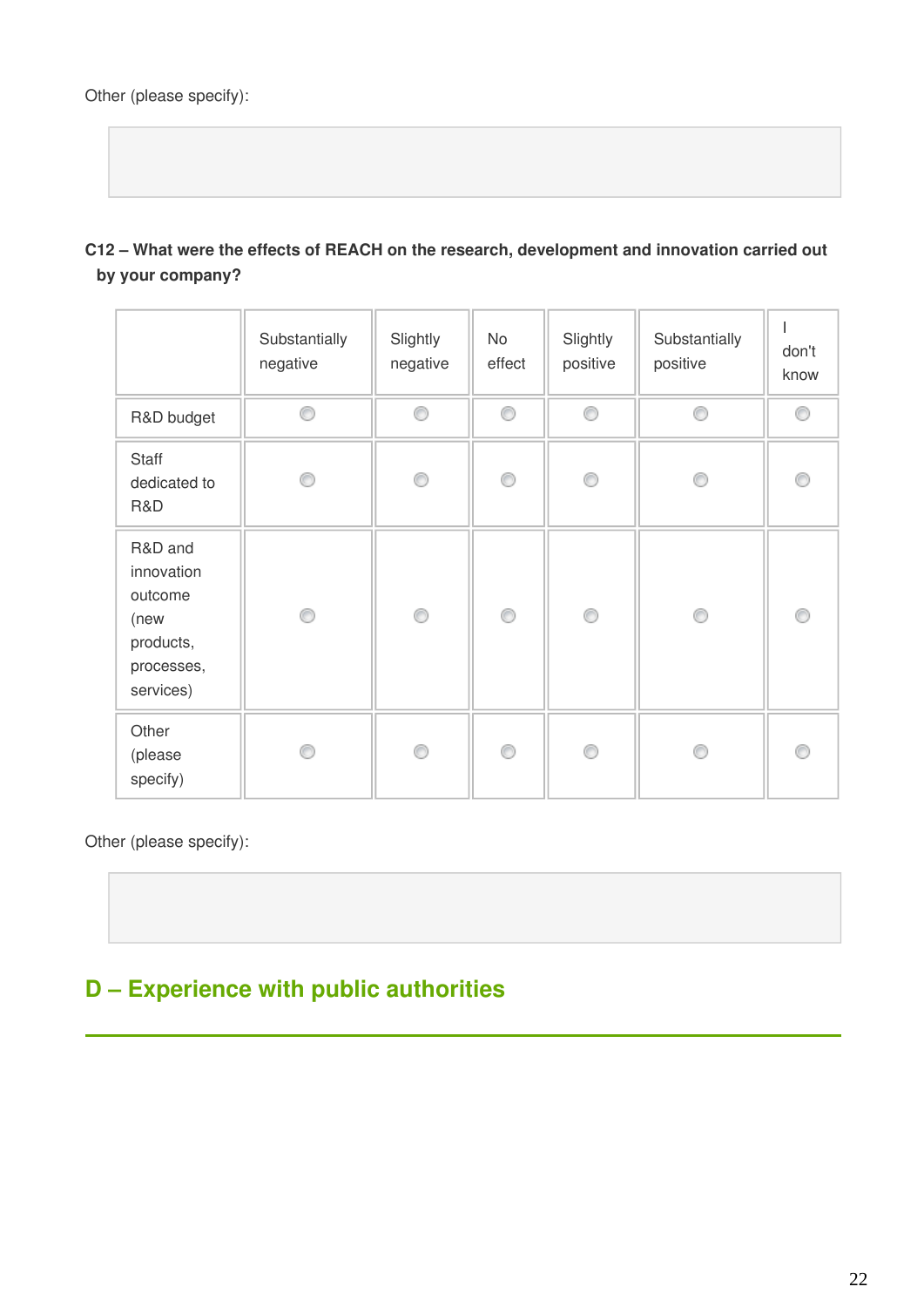Other (please specify):

**C12 – What were the effects of REACH on the research, development and innovation carried out by your company?**

| | Substantially negative | Slightly negative | No effect | Slightly positive | Substantially positive | I don't know |
|---|---|---|---|---|---|---|
| R&D budget | ○ | ○ | ○ | ○ | ○ | ○ |
| Staff dedicated to R&D | ○ | ○ | ○ | ○ | ○ | ○ |
| R&D and innovation outcome (new products, processes, services) | ○ | ○ | ○ | ○ | ○ | ○ |
| Other (please specify) | ○ | ○ | ○ | ○ | ○ | ○ |

Other (please specify):

## D – Experience with public authorities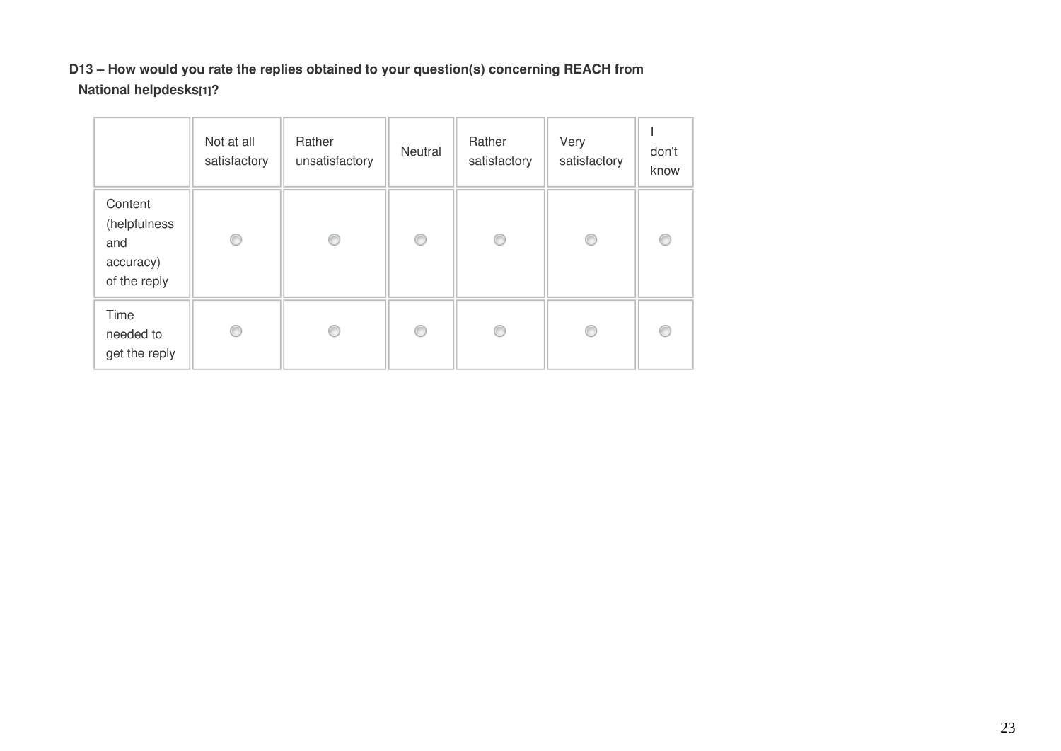**D13 – How would you rate the replies obtained to your question(s) concerning REACH from National helpdesks[1]?**

| | Not at all satisfactory | Rather unsatisfactory | Neutral | Rather satisfactory | Very satisfactory | I don't know |
|---|---|---|---|---|---|---|
| Content (helpfulness and accuracy) of the reply | ○ | ○ | ○ | ○ | ○ | ○ |
| Time needed to get the reply | ○ | ○ | ○ | ○ | ○ | ○ |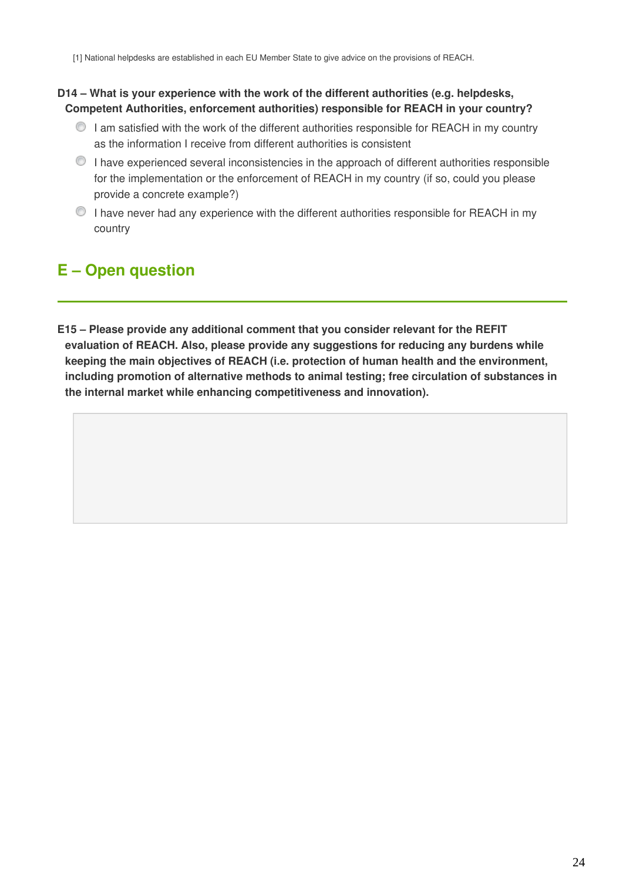[1] National helpdesks are established in each EU Member State to give advice on the provisions of REACH.

**D14 – What is your experience with the work of the different authorities (e.g. helpdesks, Competent Authorities, enforcement authorities) responsible for REACH in your country?**

- I am satisfied with the work of the different authorities responsible for REACH in my country as the information I receive from different authorities is consistent
- I have experienced several inconsistencies in the approach of different authorities responsible for the implementation or the enforcement of REACH in my country (if so, could you please provide a concrete example?)
- I have never had any experience with the different authorities responsible for REACH in my country

## E – Open question

**E15 – Please provide any additional comment that you consider relevant for the REFIT evaluation of REACH. Also, please provide any suggestions for reducing any burdens while keeping the main objectives of REACH (i.e. protection of human health and the environment, including promotion of alternative methods to animal testing; free circulation of substances in the internal market while enhancing competitiveness and innovation).**